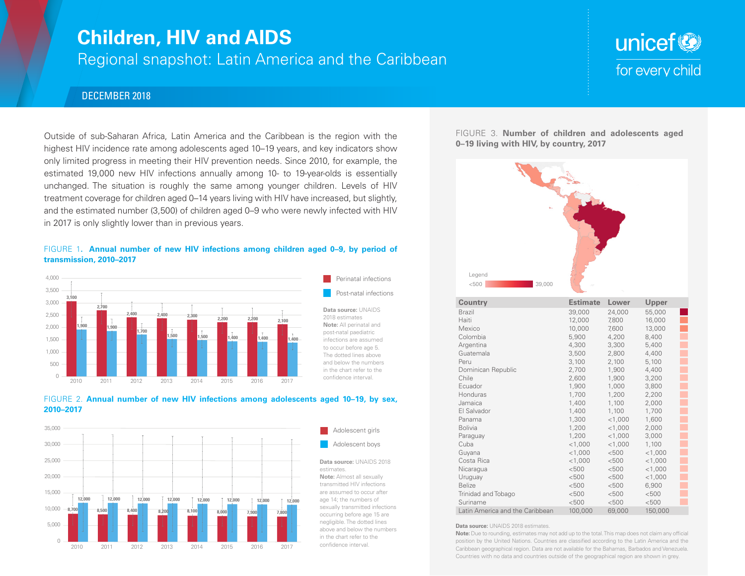# Children, HIV and AIDS

## Regional snapshot: Latin America and the Caribbean

DECEMBER 2018

Outside of sub-Saharan Africa, Latin America and the Caribbean is the region with the highest HIV incidence rate among adolescents aged 10–19 years, and key indicators show only limited progress in meeting their HIV prevention needs. Since 2010, for example, the estimated 19,000 new HIV infections annually among 10- to 19-year-olds is essentially unchanged. The situation is roughly the same among younger children. Levels of HIV treatment coverage for children aged 0–14 years living with HIV have increased, but slightly, and the estimated number (3,500) of children aged 0–9 who were newly infected with HIV in 2017 is only slightly lower than in previous years.

FIGURE 1. **Annual number of new HIV infections among children aged 0–9, by period of transmission, 2010–2017**

| Year | Perinatal infections | Post-natal infections |
|---|---|---|
| 2010 | 3,100 | 1,900 |
| 2011 | 2,700 | 1,900 |
| 2012 | 2,400 | 1,700 |
| 2013 | 2,400 | 1,500 |
| 2014 | 2,300 | 1,500 |
| 2015 | 2,200 | 1,400 |
| 2016 | 2,200 | 1,400 |
| 2017 | 2,100 | 1,400 |

**Data source:** UNAIDS 2018 estimates

**Note:** All perinatal and post-natal paediatric infections are assumed to occur before age 5. The dotted lines above and below the numbers in the chart refer to the confidence interval.

FIGURE 2. **Annual number of new HIV infections among adolescents aged 10–19, by sex, 2010–2017**

| Year | Adolescent girls | Adolescent boys |
|---|---|---|
| 2010 | 8,700 | 12,000 |
| 2011 | 8,500 | 12,000 |
| 2012 | 8,400 | 12,000 |
| 2013 | 8,200 | 12,000 |
| 2014 | 8,100 | 12,000 |
| 2015 | 8,000 | 12,000 |
| 2016 | 7,900 | 12,000 |
| 2017 | 7,800 | 12,000 |

**Data source:** UNAIDS 2018 estimates.

**Note:** Almost all sexually transmitted HIV infections are assumed to occur after age 14; the numbers of sexually transmitted infections occurring before age 15 are negligible. The dotted lines above and below the numbers in the chart refer to the confidence interval.

FIGURE 3. **Number of children and adolescents aged 0–19 living with HIV, by country, 2017**

Legend: <500 — 39,000

| Country | Estimate | Lower | Upper |
|---|---|---|---|
| Brazil | 39,000 | 24,000 | 55,000 |
| Haiti | 12,000 | 7,800 | 16,000 |
| Mexico | 10,000 | 7,600 | 13,000 |
| Colombia | 5,900 | 4,200 | 8,400 |
| Argentina | 4,300 | 3,300 | 5,400 |
| Guatemala | 3,500 | 2,800 | 4,400 |
| Peru | 3,100 | 2,100 | 5,100 |
| Dominican Republic | 2,700 | 1,900 | 4,400 |
| Chile | 2,600 | 1,900 | 3,200 |
| Ecuador | 1,900 | 1,000 | 3,800 |
| Honduras | 1,700 | 1,200 | 2,200 |
| Jamaica | 1,400 | 1,100 | 2,000 |
| El Salvador | 1,400 | 1,100 | 1,700 |
| Panama | 1,300 | <1,000 | 1,600 |
| Bolivia | 1,200 | <1,000 | 2,000 |
| Paraguay | 1,200 | <1,000 | 3,000 |
| Cuba | <1,000 | <1,000 | 1,100 |
| Guyana | <1,000 | <500 | <1,000 |
| Costa Rica | <1,000 | <500 | <1,000 |
| Nicaragua | <500 | <500 | <1,000 |
| Uruguay | <500 | <500 | <1,000 |
| Belize | <500 | <500 | 6,900 |
| Trinidad and Tobago | <500 | <500 | <500 |
| Suriname | <500 | <500 | <500 |
| Latin America and the Caribbean | 100,000 | 69,000 | 150,000 |

**Data source:** UNAIDS 2018 estimates.

**Note:** Due to rounding, estimates may not add up to the total. This map does not claim any official position by the United Nations. Countries are classified according to the Latin America and the Caribbean geographical region. Data are not available for the Bahamas, Barbados and Venezuela. Countries with no data and countries outside of the geographical region are shown in grey.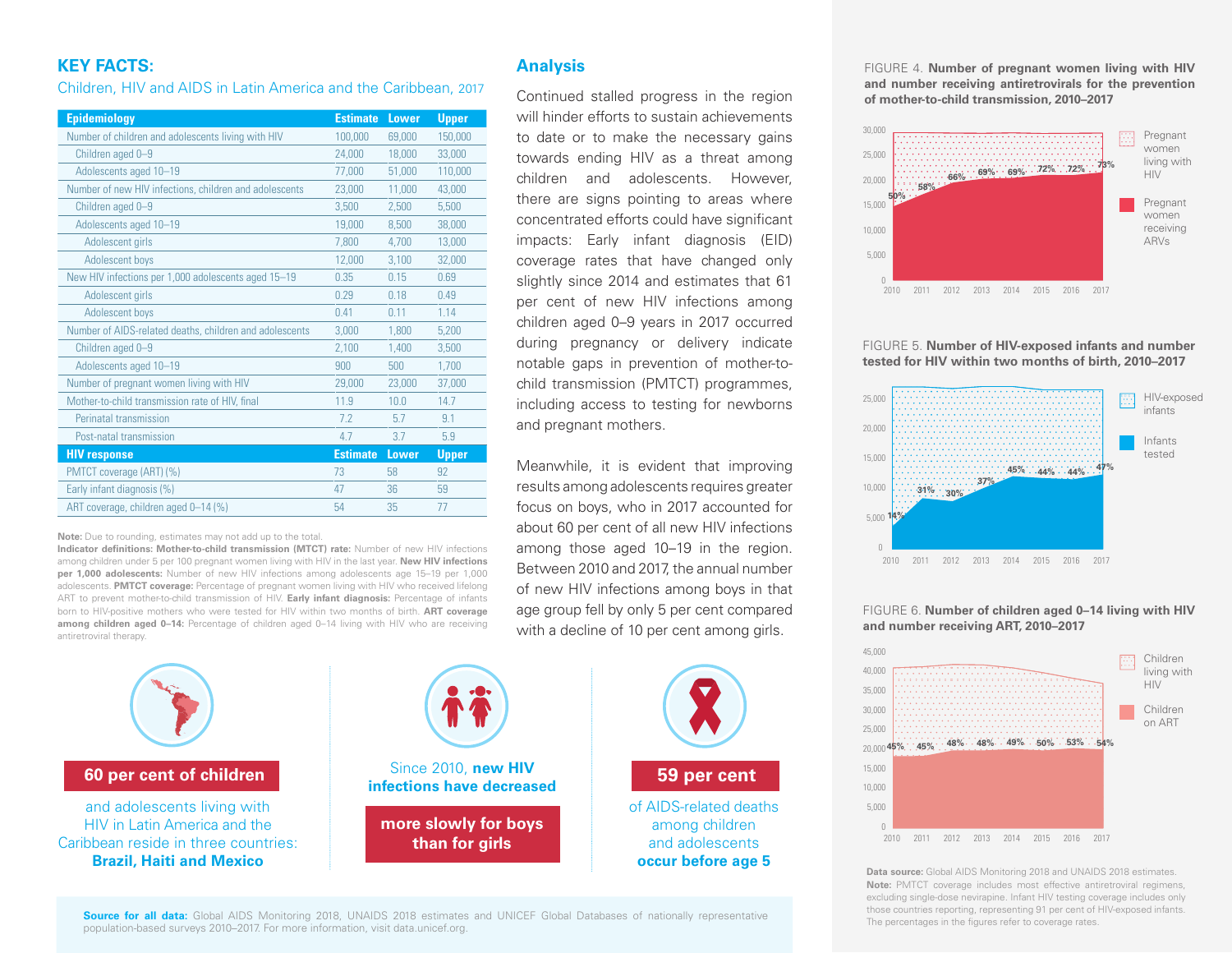## KEY FACTS:

Children, HIV and AIDS in Latin America and the Caribbean, 2017

| Epidemiology | Estimate | Lower | Upper |
|---|---|---|---|
| Number of children and adolescents living with HIV | 100,000 | 69,000 | 150,000 |
| Children aged 0–9 | 24,000 | 18,000 | 33,000 |
| Adolescents aged 10–19 | 77,000 | 51,000 | 110,000 |
| Number of new HIV infections, children and adolescents | 23,000 | 11,000 | 43,000 |
| Children aged 0–9 | 3,500 | 2,500 | 5,500 |
| Adolescents aged 10–19 | 19,000 | 8,500 | 38,000 |
| Adolescent girls | 7,800 | 4,700 | 13,000 |
| Adolescent boys | 12,000 | 3,100 | 32,000 |
| New HIV infections per 1,000 adolescents aged 15–19 | 0.35 | 0.15 | 0.69 |
| Adolescent girls | 0.29 | 0.18 | 0.49 |
| Adolescent boys | 0.41 | 0.11 | 1.14 |
| Number of AIDS-related deaths, children and adolescents | 3,000 | 1,800 | 5,200 |
| Children aged 0–9 | 2,100 | 1,400 | 3,500 |
| Adolescents aged 10–19 | 900 | 500 | 1,700 |
| Number of pregnant women living with HIV | 29,000 | 23,000 | 37,000 |
| Mother-to-child transmission rate of HIV, final | 11.9 | 10.0 | 14.7 |
| Perinatal transmission | 7.2 | 5.7 | 9.1 |
| Post-natal transmission | 4.7 | 3.7 | 5.9 |
| **HIV response** | **Estimate** | **Lower** | **Upper** |
| PMTCT coverage (ART) (%) | 73 | 58 | 92 |
| Early infant diagnosis (%) | 47 | 36 | 59 |
| ART coverage, children aged 0–14 (%) | 54 | 35 | 77 |

**Note:** Due to rounding, estimates may not add up to the total.
**Indicator definitions: Mother-to-child transmission (MTCT) rate:** Number of new HIV infections among children under 5 per 100 pregnant women living with HIV in the last year. **New HIV infections per 1,000 adolescents:** Number of new HIV infections among adolescents age 15–19 per 1,000 adolescents. **PMTCT coverage:** Percentage of pregnant women living with HIV who received lifelong ART to prevent mother-to-child transmission of HIV. **Early infant diagnosis:** Percentage of infants born to HIV-positive mothers who were tested for HIV within two months of birth. **ART coverage among children aged 0–14:** Percentage of children aged 0–14 living with HIV who are receiving antiretroviral therapy.

## Analysis

Continued stalled progress in the region will hinder efforts to sustain achievements to date or to make the necessary gains towards ending HIV as a threat among children and adolescents. However, there are signs pointing to areas where concentrated efforts could have significant impacts: Early infant diagnosis (EID) coverage rates that have changed only slightly since 2014 and estimates that 61 per cent of new HIV infections among children aged 0–9 years in 2017 occurred during pregnancy or delivery indicate notable gaps in prevention of mother-to-child transmission (PMTCT) programmes, including access to testing for newborns and pregnant mothers.

Meanwhile, it is evident that improving results among adolescents requires greater focus on boys, who in 2017 accounted for about 60 per cent of all new HIV infections among those aged 10–19 in the region. Between 2010 and 2017, the annual number of new HIV infections among boys in that age group fell by only 5 per cent compared with a decline of 10 per cent among girls.

**60 per cent of children** and adolescents living with HIV in Latin America and the Caribbean reside in three countries: **Brazil, Haiti and Mexico**

Since 2010, **new HIV infections have decreased** **more slowly for boys than for girls**

**59 per cent** of AIDS-related deaths among children and adolescents **occur before age 5**

**Source for all data:** Global AIDS Monitoring 2018, UNAIDS 2018 estimates and UNICEF Global Databases of nationally representative population-based surveys 2010–2017. For more information, visit data.unicef.org.

FIGURE 4. **Number of pregnant women living with HIV and number receiving antiretrovirals for the prevention of mother-to-child transmission, 2010–2017**

0, 5,000, 10,000, 15,000, 20,000, 25,000, 30,000
2010, 2011, 2012, 2013, 2014, 2015, 2016, 2017
50%, 58%, 66%, 69%, 69%, 72%, 72%, 73%
Pregnant women living with HIV
Pregnant women receiving ARVs

FIGURE 5. **Number of HIV-exposed infants and number tested for HIV within two months of birth, 2010–2017**

0, 5,000, 10,000, 15,000, 20,000, 25,000
2010, 2011, 2012, 2013, 2014, 2015, 2016, 2017
14%, 31%, 30%, 37%, 45%, 44%, 44%, 47%
HIV-exposed infants
Infants tested

FIGURE 6. **Number of children aged 0–14 living with HIV and number receiving ART, 2010–2017**

0, 5,000, 10,000, 15,000, 20,000, 25,000, 30,000, 35,000, 40,000, 45,000
2010, 2011, 2012, 2013, 2014, 2015, 2016, 2017
45%, 45%, 48%, 48%, 49%, 50%, 53%, 54%
Children living with HIV
Children on ART

**Data source:** Global AIDS Monitoring 2018 and UNAIDS 2018 estimates.
**Note:** PMTCT coverage includes most effective antiretroviral regimens, excluding single-dose nevirapine. Infant HIV testing coverage includes only those countries reporting, representing 91 per cent of HIV-exposed infants. The percentages in the figures refer to coverage rates.